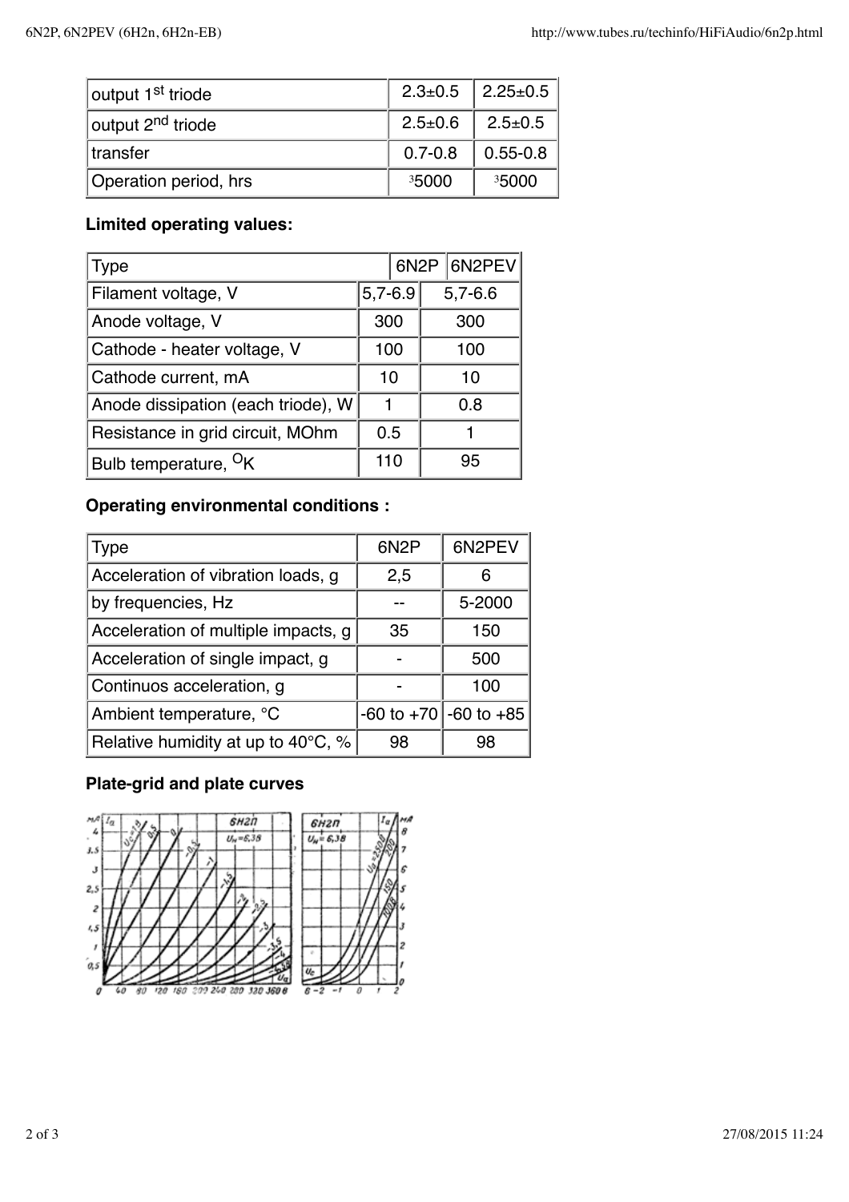| output 1st triode | 2.3±0.5 | 2.25±0.5 |
|---|---|---|
| output 2nd triode | 2.5±0.6 | 2.5±0.5 |
| transfer | 0.7-0.8 | 0.55-0.8 |
| Operation period, hrs | ³5000 | ³5000 |

### Limited operating values:

| Type | 6N2P | 6N2PEV |
|---|---|---|
| Filament voltage, V | 5,7-6.9 | 5,7-6.6 |
| Anode voltage, V | 300 | 300 |
| Cathode - heater voltage, V | 100 | 100 |
| Cathode current, mA | 10 | 10 |
| Anode dissipation (each triode), W | 1 | 0.8 |
| Resistance in grid circuit, MOhm | 0.5 | 1 |
| Bulb temperature, $^{O}K$ | 110 | 95 |

### Operating environmental conditions :

| Type | 6N2P | 6N2PEV |
|---|---|---|
| Acceleration of vibration loads, g | 2,5 | 6 |
| by frequencies, Hz | -- | 5-2000 |
| Acceleration of multiple impacts, g | 35 | 150 |
| Acceleration of single impact, g | - | 500 |
| Continuos acceleration, g | - | 100 |
| Ambient temperature, °C | -60 to +70 | -60 to +85 |
| Relative humidity at up to 40°C, % | 98 | 98 |

### Plate-grid and plate curves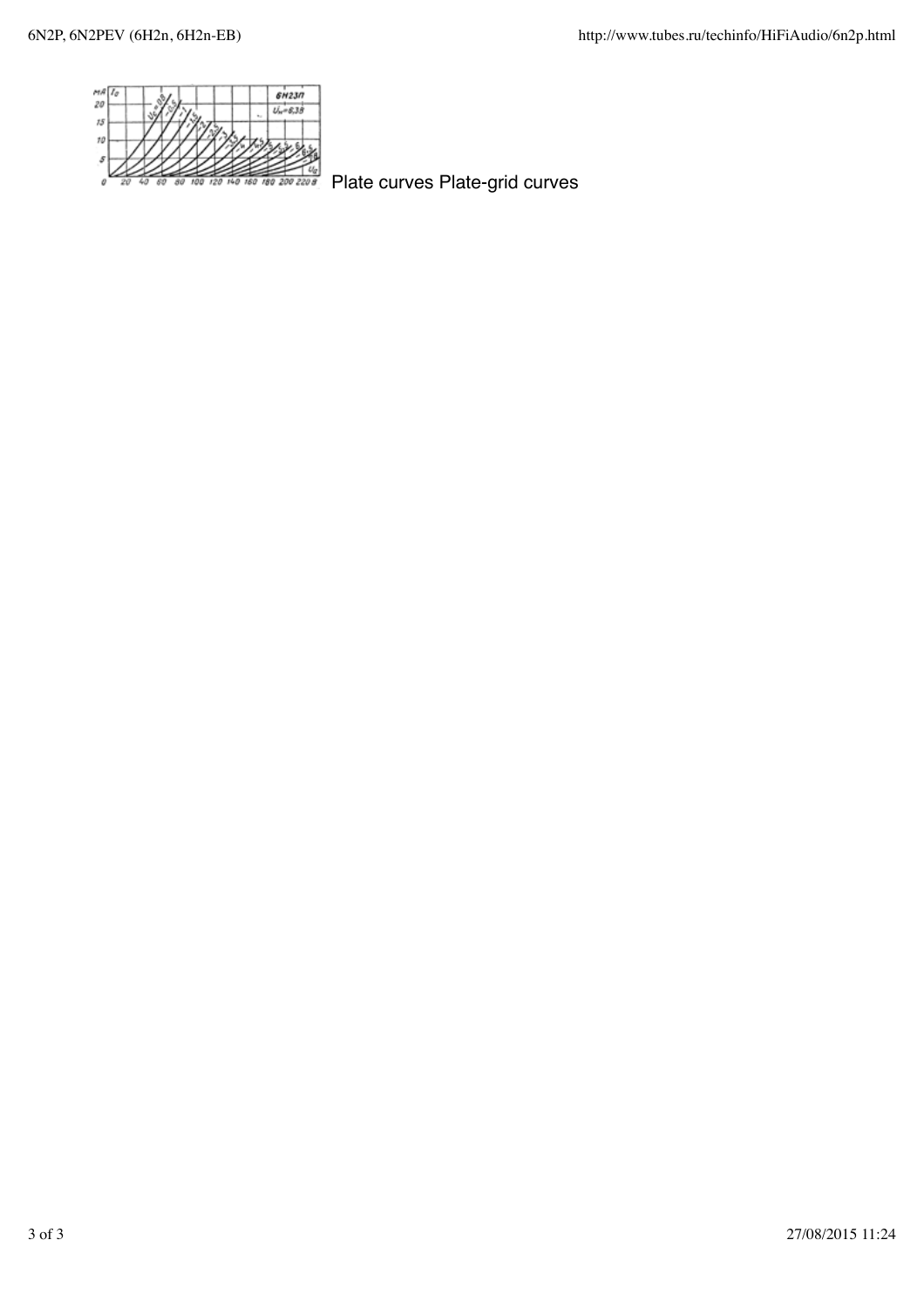mA $I_a$

20

15

10

5

0 20 40 60 80 100 120 140 160 180 200 220 B

$U_g$=0,0

-0,5

-1

-1,5

-2

-2,5

-3

-3,5

-4

-4,5

-5

-5,5

-6

-6,5

-7

6Н23П

$U_н$=6,3В

$U_a$

Plate curves Plate-grid curves